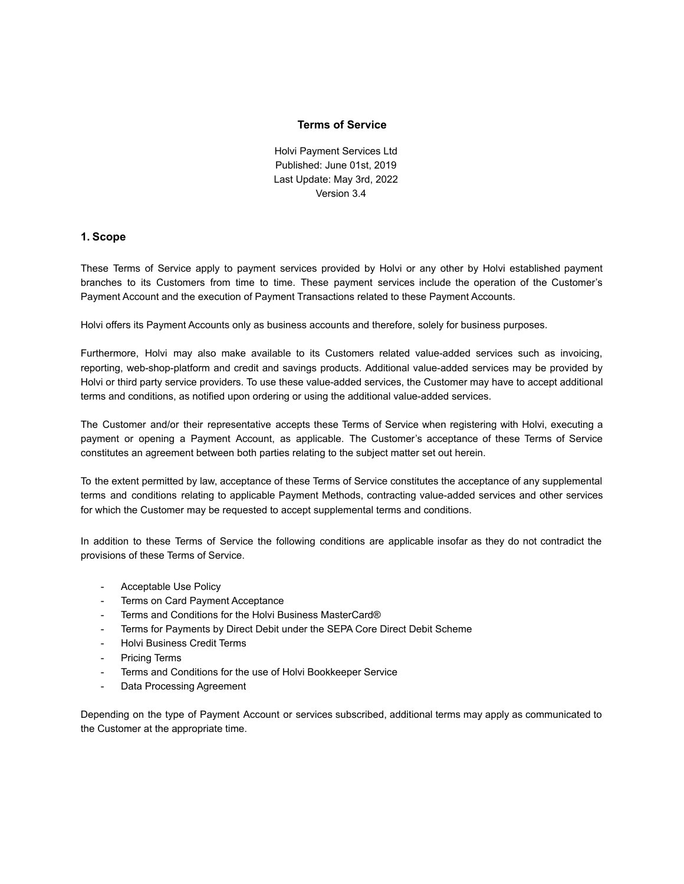# Terms of Service

Holvi Payment Services Ltd
Published: June 01st, 2019
Last Update: May 3rd, 2022
Version 3.4

## 1. Scope

These Terms of Service apply to payment services provided by Holvi or any other by Holvi established payment branches to its Customers from time to time. These payment services include the operation of the Customer's Payment Account and the execution of Payment Transactions related to these Payment Accounts.

Holvi offers its Payment Accounts only as business accounts and therefore, solely for business purposes.

Furthermore, Holvi may also make available to its Customers related value-added services such as invoicing, reporting, web-shop-platform and credit and savings products. Additional value-added services may be provided by Holvi or third party service providers. To use these value-added services, the Customer may have to accept additional terms and conditions, as notified upon ordering or using the additional value-added services.

The Customer and/or their representative accepts these Terms of Service when registering with Holvi, executing a payment or opening a Payment Account, as applicable. The Customer's acceptance of these Terms of Service constitutes an agreement between both parties relating to the subject matter set out herein.

To the extent permitted by law, acceptance of these Terms of Service constitutes the acceptance of any supplemental terms and conditions relating to applicable Payment Methods, contracting value-added services and other services for which the Customer may be requested to accept supplemental terms and conditions.

In addition to these Terms of Service the following conditions are applicable insofar as they do not contradict the provisions of these Terms of Service.

- Acceptable Use Policy
- Terms on Card Payment Acceptance
- Terms and Conditions for the Holvi Business MasterCard®
- Terms for Payments by Direct Debit under the SEPA Core Direct Debit Scheme
- Holvi Business Credit Terms
- Pricing Terms
- Terms and Conditions for the use of Holvi Bookkeeper Service
- Data Processing Agreement

Depending on the type of Payment Account or services subscribed, additional terms may apply as communicated to the Customer at the appropriate time.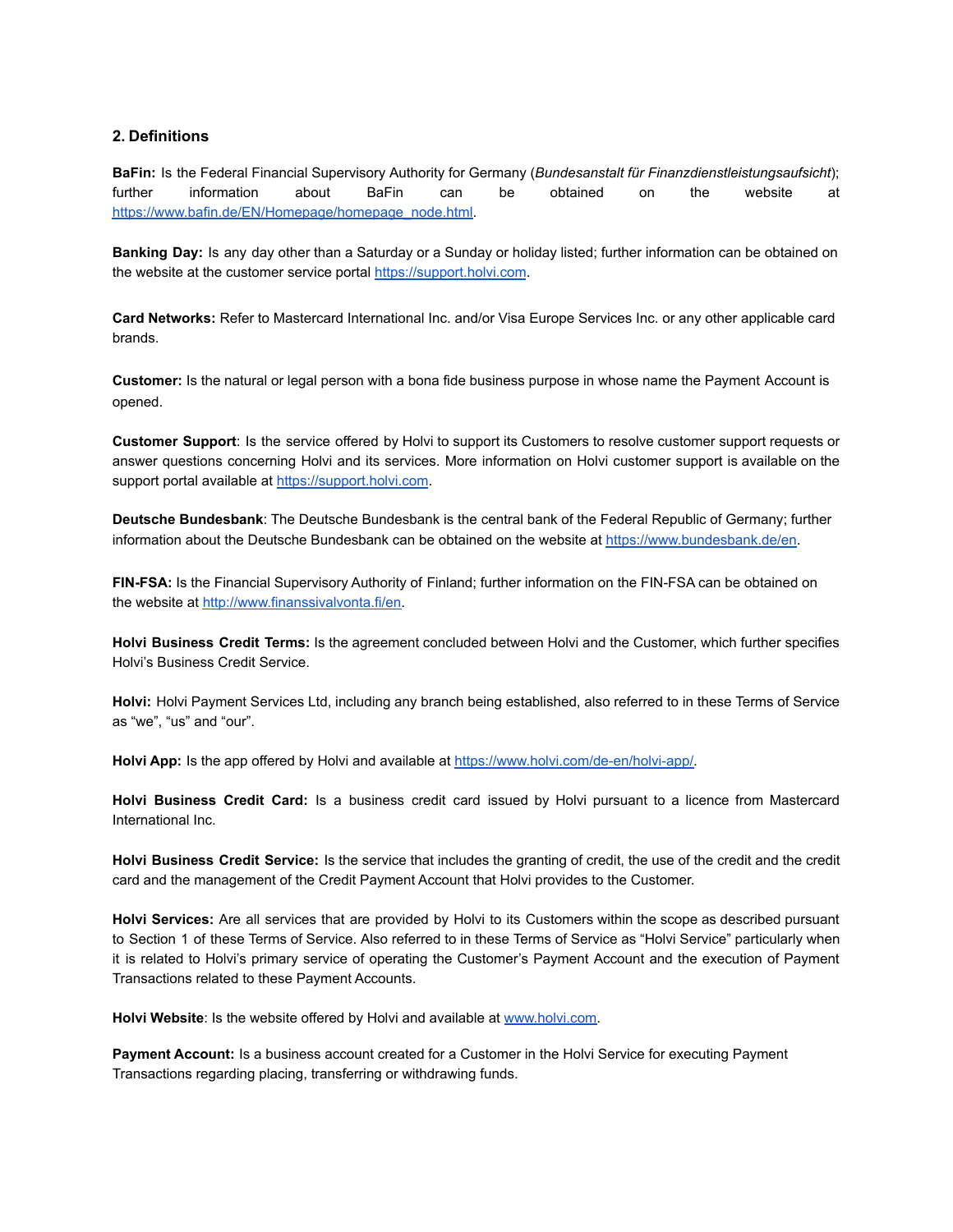## 2. Definitions

**BaFin:** Is the Federal Financial Supervisory Authority for Germany (*Bundesanstalt für Finanzdienstleistungsaufsicht*); further information about BaFin can be obtained on the website at https://www.bafin.de/EN/Homepage/homepage_node.html.

**Banking Day:** Is any day other than a Saturday or a Sunday or holiday listed; further information can be obtained on the website at the customer service portal https://support.holvi.com.

**Card Networks:** Refer to Mastercard International Inc. and/or Visa Europe Services Inc. or any other applicable card brands.

**Customer:** Is the natural or legal person with a bona fide business purpose in whose name the Payment Account is opened.

**Customer Support**: Is the service offered by Holvi to support its Customers to resolve customer support requests or answer questions concerning Holvi and its services. More information on Holvi customer support is available on the support portal available at https://support.holvi.com.

**Deutsche Bundesbank**: The Deutsche Bundesbank is the central bank of the Federal Republic of Germany; further information about the Deutsche Bundesbank can be obtained on the website at https://www.bundesbank.de/en.

**FIN-FSA:** Is the Financial Supervisory Authority of Finland; further information on the FIN-FSA can be obtained on the website at http://www.finanssivalvonta.fi/en.

**Holvi Business Credit Terms:** Is the agreement concluded between Holvi and the Customer, which further specifies Holvi's Business Credit Service.

**Holvi:** Holvi Payment Services Ltd, including any branch being established, also referred to in these Terms of Service as "we", "us" and "our".

**Holvi App:** Is the app offered by Holvi and available at https://www.holvi.com/de-en/holvi-app/.

**Holvi Business Credit Card:** Is a business credit card issued by Holvi pursuant to a licence from Mastercard International Inc.

**Holvi Business Credit Service:** Is the service that includes the granting of credit, the use of the credit and the credit card and the management of the Credit Payment Account that Holvi provides to the Customer.

**Holvi Services:** Are all services that are provided by Holvi to its Customers within the scope as described pursuant to Section 1 of these Terms of Service. Also referred to in these Terms of Service as "Holvi Service" particularly when it is related to Holvi's primary service of operating the Customer's Payment Account and the execution of Payment Transactions related to these Payment Accounts.

**Holvi Website**: Is the website offered by Holvi and available at www.holvi.com.

**Payment Account:** Is a business account created for a Customer in the Holvi Service for executing Payment Transactions regarding placing, transferring or withdrawing funds.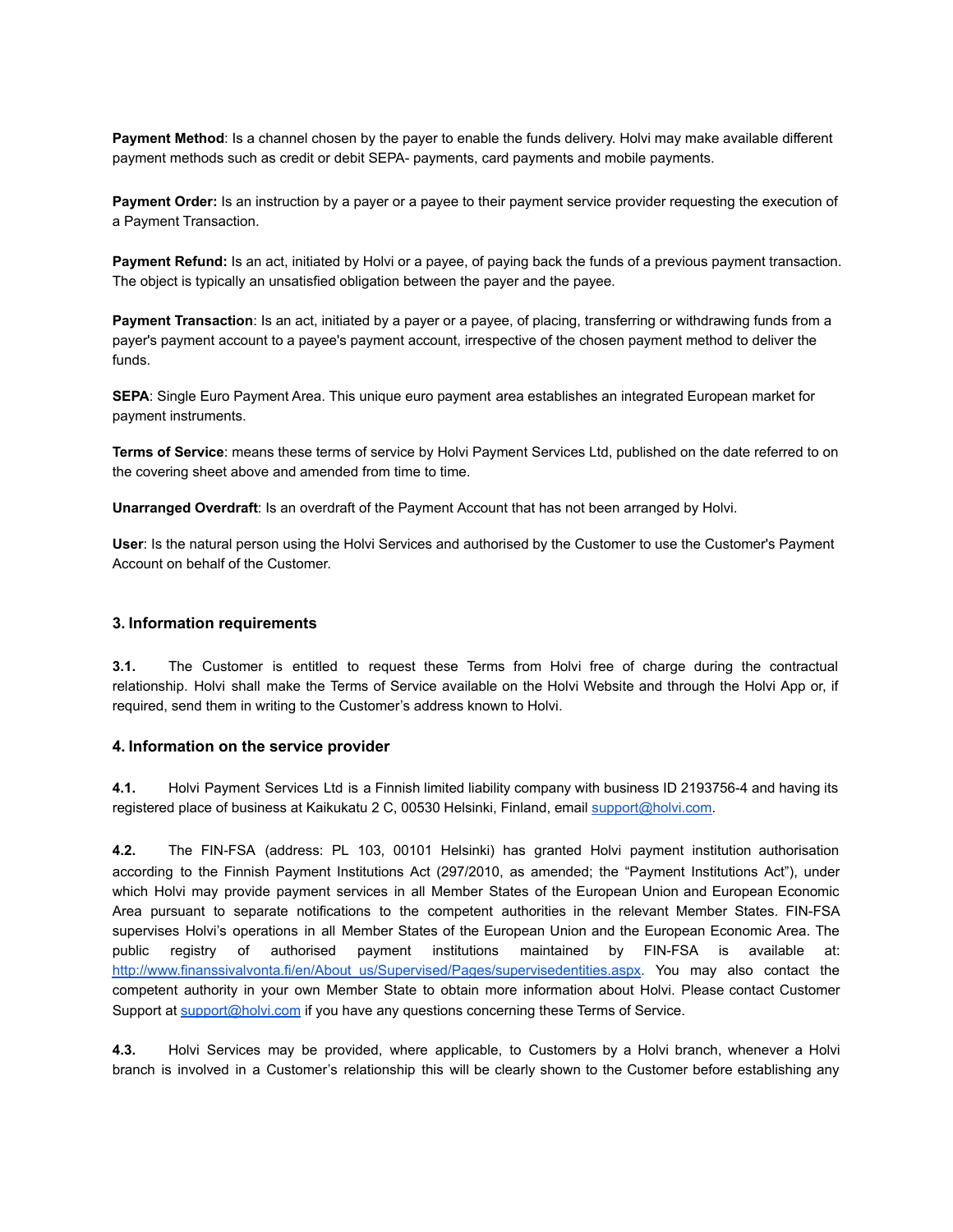**Payment Method**: Is a channel chosen by the payer to enable the funds delivery. Holvi may make available different payment methods such as credit or debit SEPA- payments, card payments and mobile payments.

**Payment Order:** Is an instruction by a payer or a payee to their payment service provider requesting the execution of a Payment Transaction.

**Payment Refund:** Is an act, initiated by Holvi or a payee, of paying back the funds of a previous payment transaction. The object is typically an unsatisfied obligation between the payer and the payee.

**Payment Transaction**: Is an act, initiated by a payer or a payee, of placing, transferring or withdrawing funds from a payer's payment account to a payee's payment account, irrespective of the chosen payment method to deliver the funds.

**SEPA**: Single Euro Payment Area. This unique euro payment area establishes an integrated European market for payment instruments.

**Terms of Service**: means these terms of service by Holvi Payment Services Ltd, published on the date referred to on the covering sheet above and amended from time to time.

**Unarranged Overdraft**: Is an overdraft of the Payment Account that has not been arranged by Holvi.

**User**: Is the natural person using the Holvi Services and authorised by the Customer to use the Customer's Payment Account on behalf of the Customer.

### 3. Information requirements

**3.1.** The Customer is entitled to request these Terms from Holvi free of charge during the contractual relationship. Holvi shall make the Terms of Service available on the Holvi Website and through the Holvi App or, if required, send them in writing to the Customer's address known to Holvi.

### 4. Information on the service provider

**4.1.** Holvi Payment Services Ltd is a Finnish limited liability company with business ID 2193756-4 and having its registered place of business at Kaikukatu 2 C, 00530 Helsinki, Finland, email support@holvi.com.

**4.2.** The FIN-FSA (address: PL 103, 00101 Helsinki) has granted Holvi payment institution authorisation according to the Finnish Payment Institutions Act (297/2010, as amended; the "Payment Institutions Act"), under which Holvi may provide payment services in all Member States of the European Union and European Economic Area pursuant to separate notifications to the competent authorities in the relevant Member States. FIN-FSA supervises Holvi's operations in all Member States of the European Union and the European Economic Area. The public registry of authorised payment institutions maintained by FIN-FSA is available at: http://www.finanssivalvonta.fi/en/About_us/Supervised/Pages/supervisedentities.aspx. You may also contact the competent authority in your own Member State to obtain more information about Holvi. Please contact Customer Support at support@holvi.com if you have any questions concerning these Terms of Service.

**4.3.** Holvi Services may be provided, where applicable, to Customers by a Holvi branch, whenever a Holvi branch is involved in a Customer's relationship this will be clearly shown to the Customer before establishing any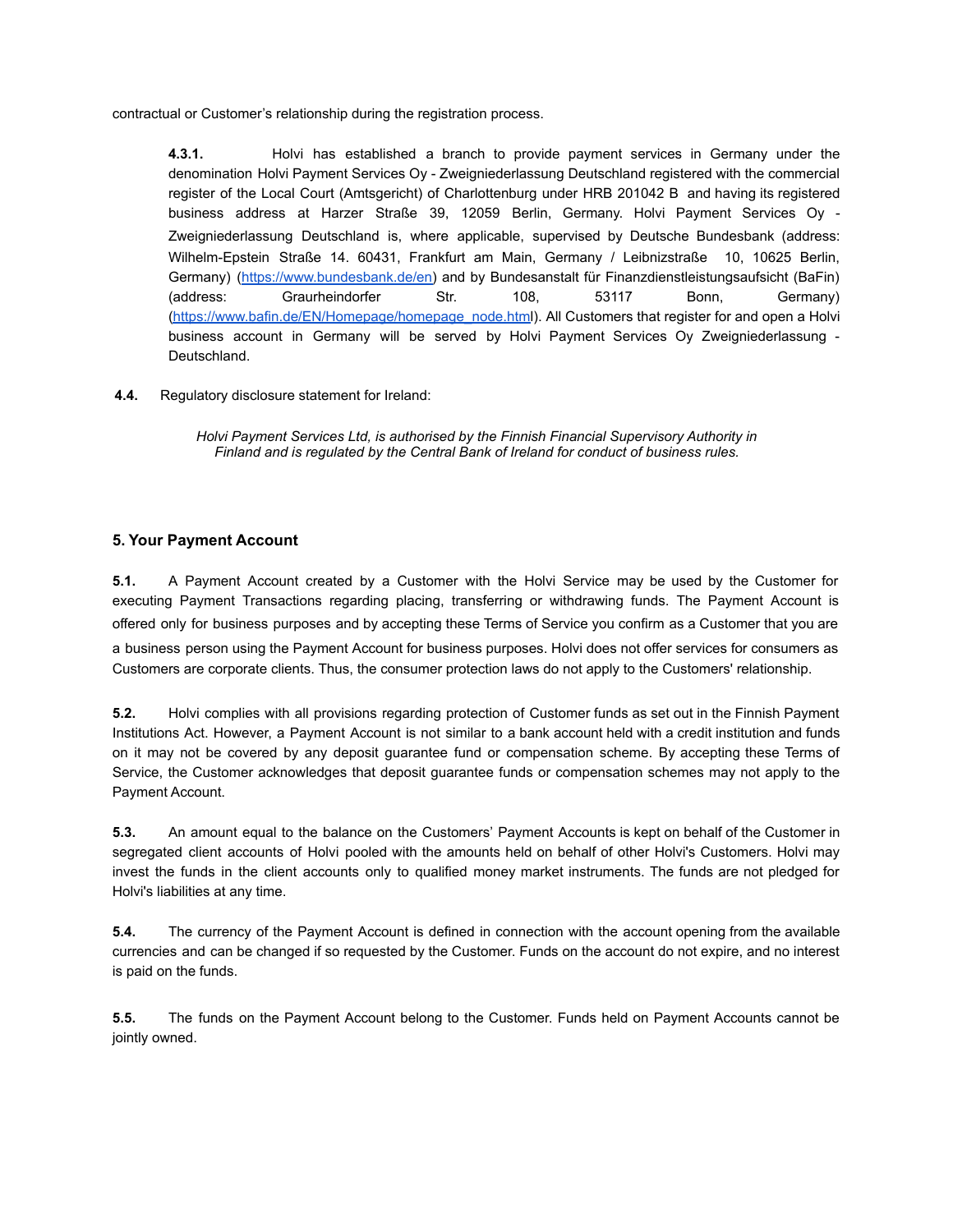contractual or Customer's relationship during the registration process.

> **4.3.1.** Holvi has established a branch to provide payment services in Germany under the denomination Holvi Payment Services Oy - Zweigniederlassung Deutschland registered with the commercial register of the Local Court (Amtsgericht) of Charlottenburg under HRB 201042 B and having its registered business address at Harzer Straße 39, 12059 Berlin, Germany. Holvi Payment Services Oy - Zweigniederlassung Deutschland is, where applicable, supervised by Deutsche Bundesbank (address: Wilhelm-Epstein Straße 14. 60431, Frankfurt am Main, Germany / Leibnizstraße 10, 10625 Berlin, Germany) (https://www.bundesbank.de/en) and by Bundesanstalt für Finanzdienstleistungsaufsicht (BaFin) (address: Graurheindorfer Str. 108, 53117 Bonn, Germany) (https://www.bafin.de/EN/Homepage/homepage_node.html). All Customers that register for and open a Holvi business account in Germany will be served by Holvi Payment Services Oy Zweigniederlassung - Deutschland.

**4.4.** Regulatory disclosure statement for Ireland:

> *Holvi Payment Services Ltd, is authorised by the Finnish Financial Supervisory Authority in Finland and is regulated by the Central Bank of Ireland for conduct of business rules.*

## 5. Your Payment Account

**5.1.** A Payment Account created by a Customer with the Holvi Service may be used by the Customer for executing Payment Transactions regarding placing, transferring or withdrawing funds. The Payment Account is offered only for business purposes and by accepting these Terms of Service you confirm as a Customer that you are a business person using the Payment Account for business purposes. Holvi does not offer services for consumers as Customers are corporate clients. Thus, the consumer protection laws do not apply to the Customers' relationship.

**5.2.** Holvi complies with all provisions regarding protection of Customer funds as set out in the Finnish Payment Institutions Act. However, a Payment Account is not similar to a bank account held with a credit institution and funds on it may not be covered by any deposit guarantee fund or compensation scheme. By accepting these Terms of Service, the Customer acknowledges that deposit guarantee funds or compensation schemes may not apply to the Payment Account.

**5.3.** An amount equal to the balance on the Customers' Payment Accounts is kept on behalf of the Customer in segregated client accounts of Holvi pooled with the amounts held on behalf of other Holvi's Customers. Holvi may invest the funds in the client accounts only to qualified money market instruments. The funds are not pledged for Holvi's liabilities at any time.

**5.4.** The currency of the Payment Account is defined in connection with the account opening from the available currencies and can be changed if so requested by the Customer. Funds on the account do not expire, and no interest is paid on the funds.

**5.5.** The funds on the Payment Account belong to the Customer. Funds held on Payment Accounts cannot be jointly owned.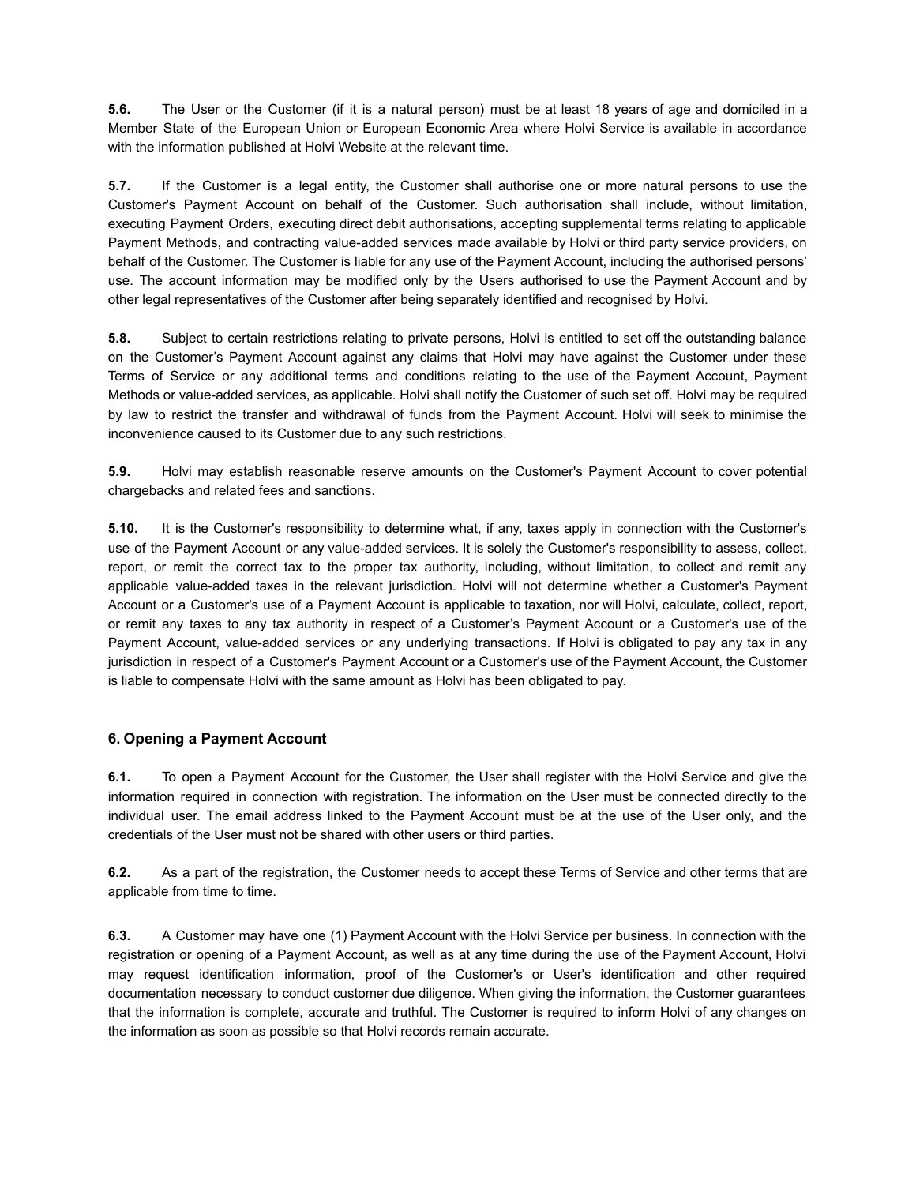**5.6.** The User or the Customer (if it is a natural person) must be at least 18 years of age and domiciled in a Member State of the European Union or European Economic Area where Holvi Service is available in accordance with the information published at Holvi Website at the relevant time.

**5.7.** If the Customer is a legal entity, the Customer shall authorise one or more natural persons to use the Customer's Payment Account on behalf of the Customer. Such authorisation shall include, without limitation, executing Payment Orders, executing direct debit authorisations, accepting supplemental terms relating to applicable Payment Methods, and contracting value-added services made available by Holvi or third party service providers, on behalf of the Customer. The Customer is liable for any use of the Payment Account, including the authorised persons' use. The account information may be modified only by the Users authorised to use the Payment Account and by other legal representatives of the Customer after being separately identified and recognised by Holvi.

**5.8.** Subject to certain restrictions relating to private persons, Holvi is entitled to set off the outstanding balance on the Customer's Payment Account against any claims that Holvi may have against the Customer under these Terms of Service or any additional terms and conditions relating to the use of the Payment Account, Payment Methods or value-added services, as applicable. Holvi shall notify the Customer of such set off. Holvi may be required by law to restrict the transfer and withdrawal of funds from the Payment Account. Holvi will seek to minimise the inconvenience caused to its Customer due to any such restrictions.

**5.9.** Holvi may establish reasonable reserve amounts on the Customer's Payment Account to cover potential chargebacks and related fees and sanctions.

**5.10.** It is the Customer's responsibility to determine what, if any, taxes apply in connection with the Customer's use of the Payment Account or any value-added services. It is solely the Customer's responsibility to assess, collect, report, or remit the correct tax to the proper tax authority, including, without limitation, to collect and remit any applicable value-added taxes in the relevant jurisdiction. Holvi will not determine whether a Customer's Payment Account or a Customer's use of a Payment Account is applicable to taxation, nor will Holvi, calculate, collect, report, or remit any taxes to any tax authority in respect of a Customer's Payment Account or a Customer's use of the Payment Account, value-added services or any underlying transactions. If Holvi is obligated to pay any tax in any jurisdiction in respect of a Customer's Payment Account or a Customer's use of the Payment Account, the Customer is liable to compensate Holvi with the same amount as Holvi has been obligated to pay.

### 6. Opening a Payment Account

**6.1.** To open a Payment Account for the Customer, the User shall register with the Holvi Service and give the information required in connection with registration. The information on the User must be connected directly to the individual user. The email address linked to the Payment Account must be at the use of the User only, and the credentials of the User must not be shared with other users or third parties.

**6.2.** As a part of the registration, the Customer needs to accept these Terms of Service and other terms that are applicable from time to time.

**6.3.** A Customer may have one (1) Payment Account with the Holvi Service per business. In connection with the registration or opening of a Payment Account, as well as at any time during the use of the Payment Account, Holvi may request identification information, proof of the Customer's or User's identification and other required documentation necessary to conduct customer due diligence. When giving the information, the Customer guarantees that the information is complete, accurate and truthful. The Customer is required to inform Holvi of any changes on the information as soon as possible so that Holvi records remain accurate.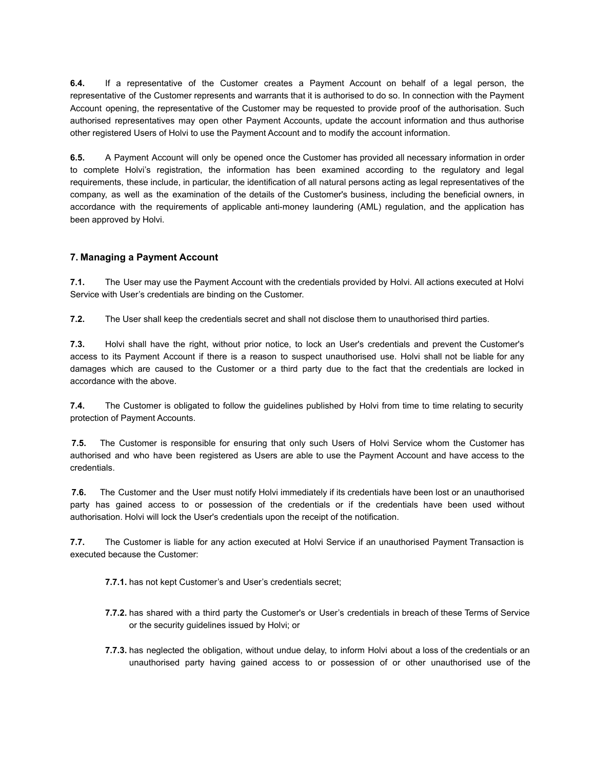**6.4.** If a representative of the Customer creates a Payment Account on behalf of a legal person, the representative of the Customer represents and warrants that it is authorised to do so. In connection with the Payment Account opening, the representative of the Customer may be requested to provide proof of the authorisation. Such authorised representatives may open other Payment Accounts, update the account information and thus authorise other registered Users of Holvi to use the Payment Account and to modify the account information.

**6.5.** A Payment Account will only be opened once the Customer has provided all necessary information in order to complete Holvi's registration, the information has been examined according to the regulatory and legal requirements, these include, in particular, the identification of all natural persons acting as legal representatives of the company, as well as the examination of the details of the Customer's business, including the beneficial owners, in accordance with the requirements of applicable anti-money laundering (AML) regulation, and the application has been approved by Holvi.

## 7. Managing a Payment Account

**7.1.** The User may use the Payment Account with the credentials provided by Holvi. All actions executed at Holvi Service with User's credentials are binding on the Customer.

**7.2.** The User shall keep the credentials secret and shall not disclose them to unauthorised third parties.

**7.3.** Holvi shall have the right, without prior notice, to lock an User's credentials and prevent the Customer's access to its Payment Account if there is a reason to suspect unauthorised use. Holvi shall not be liable for any damages which are caused to the Customer or a third party due to the fact that the credentials are locked in accordance with the above.

**7.4.** The Customer is obligated to follow the guidelines published by Holvi from time to time relating to security protection of Payment Accounts.

**7.5.** The Customer is responsible for ensuring that only such Users of Holvi Service whom the Customer has authorised and who have been registered as Users are able to use the Payment Account and have access to the credentials.

**7.6.** The Customer and the User must notify Holvi immediately if its credentials have been lost or an unauthorised party has gained access to or possession of the credentials or if the credentials have been used without authorisation. Holvi will lock the User's credentials upon the receipt of the notification.

**7.7.** The Customer is liable for any action executed at Holvi Service if an unauthorised Payment Transaction is executed because the Customer:

**7.7.1.** has not kept Customer's and User's credentials secret;

**7.7.2.** has shared with a third party the Customer's or User's credentials in breach of these Terms of Service or the security guidelines issued by Holvi; or

**7.7.3.** has neglected the obligation, without undue delay, to inform Holvi about a loss of the credentials or an unauthorised party having gained access to or possession of or other unauthorised use of the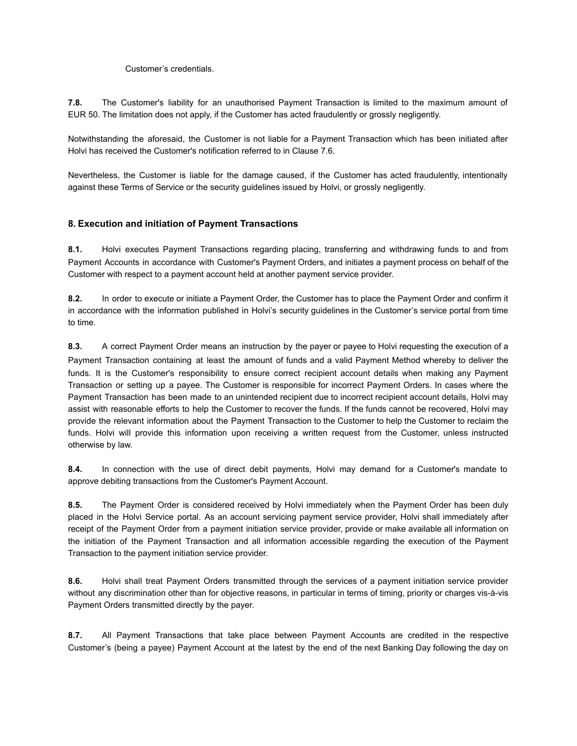Customer's credentials.

**7.8.** The Customer's liability for an unauthorised Payment Transaction is limited to the maximum amount of EUR 50. The limitation does not apply, if the Customer has acted fraudulently or grossly negligently.

Notwithstanding the aforesaid, the Customer is not liable for a Payment Transaction which has been initiated after Holvi has received the Customer's notification referred to in Clause 7.6.

Nevertheless, the Customer is liable for the damage caused, if the Customer has acted fraudulently, intentionally against these Terms of Service or the security guidelines issued by Holvi, or grossly negligently.

### 8. Execution and initiation of Payment Transactions

**8.1.** Holvi executes Payment Transactions regarding placing, transferring and withdrawing funds to and from Payment Accounts in accordance with Customer's Payment Orders, and initiates a payment process on behalf of the Customer with respect to a payment account held at another payment service provider.

**8.2.** In order to execute or initiate a Payment Order, the Customer has to place the Payment Order and confirm it in accordance with the information published in Holvi's security guidelines in the Customer's service portal from time to time.

**8.3.** A correct Payment Order means an instruction by the payer or payee to Holvi requesting the execution of a Payment Transaction containing at least the amount of funds and a valid Payment Method whereby to deliver the funds. It is the Customer's responsibility to ensure correct recipient account details when making any Payment Transaction or setting up a payee. The Customer is responsible for incorrect Payment Orders. In cases where the Payment Transaction has been made to an unintended recipient due to incorrect recipient account details, Holvi may assist with reasonable efforts to help the Customer to recover the funds. If the funds cannot be recovered, Holvi may provide the relevant information about the Payment Transaction to the Customer to help the Customer to reclaim the funds. Holvi will provide this information upon receiving a written request from the Customer, unless instructed otherwise by law.

**8.4.** In connection with the use of direct debit payments, Holvi may demand for a Customer's mandate to approve debiting transactions from the Customer's Payment Account.

**8.5.** The Payment Order is considered received by Holvi immediately when the Payment Order has been duly placed in the Holvi Service portal. As an account servicing payment service provider, Holvi shall immediately after receipt of the Payment Order from a payment initiation service provider, provide or make available all information on the initiation of the Payment Transaction and all information accessible regarding the execution of the Payment Transaction to the payment initiation service provider.

**8.6.** Holvi shall treat Payment Orders transmitted through the services of a payment initiation service provider without any discrimination other than for objective reasons, in particular in terms of timing, priority or charges vis-à-vis Payment Orders transmitted directly by the payer.

**8.7.** All Payment Transactions that take place between Payment Accounts are credited in the respective Customer's (being a payee) Payment Account at the latest by the end of the next Banking Day following the day on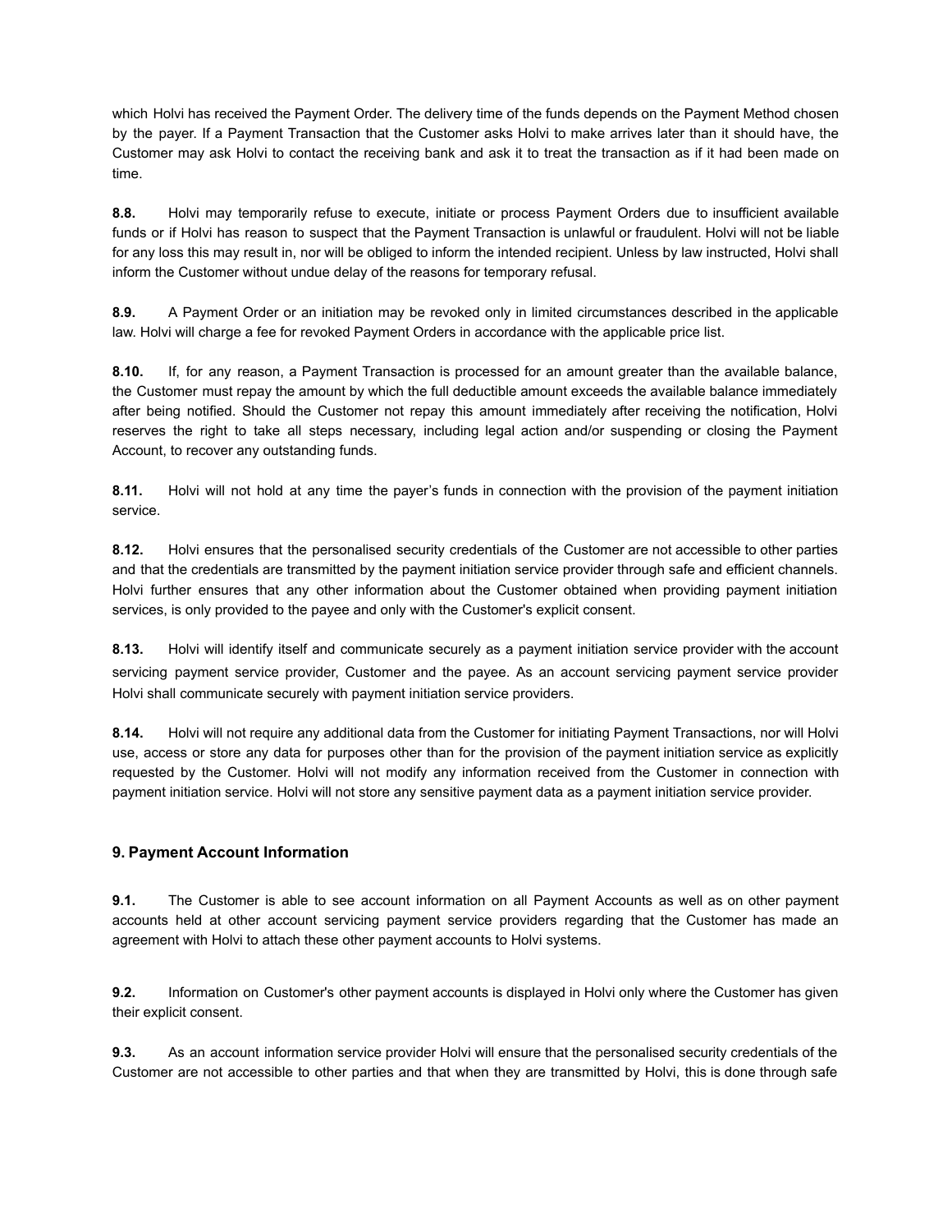which Holvi has received the Payment Order. The delivery time of the funds depends on the Payment Method chosen by the payer. If a Payment Transaction that the Customer asks Holvi to make arrives later than it should have, the Customer may ask Holvi to contact the receiving bank and ask it to treat the transaction as if it had been made on time.

**8.8.** Holvi may temporarily refuse to execute, initiate or process Payment Orders due to insufficient available funds or if Holvi has reason to suspect that the Payment Transaction is unlawful or fraudulent. Holvi will not be liable for any loss this may result in, nor will be obliged to inform the intended recipient. Unless by law instructed, Holvi shall inform the Customer without undue delay of the reasons for temporary refusal.

**8.9.** A Payment Order or an initiation may be revoked only in limited circumstances described in the applicable law. Holvi will charge a fee for revoked Payment Orders in accordance with the applicable price list.

**8.10.** If, for any reason, a Payment Transaction is processed for an amount greater than the available balance, the Customer must repay the amount by which the full deductible amount exceeds the available balance immediately after being notified. Should the Customer not repay this amount immediately after receiving the notification, Holvi reserves the right to take all steps necessary, including legal action and/or suspending or closing the Payment Account, to recover any outstanding funds.

**8.11.** Holvi will not hold at any time the payer's funds in connection with the provision of the payment initiation service.

**8.12.** Holvi ensures that the personalised security credentials of the Customer are not accessible to other parties and that the credentials are transmitted by the payment initiation service provider through safe and efficient channels. Holvi further ensures that any other information about the Customer obtained when providing payment initiation services, is only provided to the payee and only with the Customer's explicit consent.

**8.13.** Holvi will identify itself and communicate securely as a payment initiation service provider with the account servicing payment service provider, Customer and the payee. As an account servicing payment service provider Holvi shall communicate securely with payment initiation service providers.

**8.14.** Holvi will not require any additional data from the Customer for initiating Payment Transactions, nor will Holvi use, access or store any data for purposes other than for the provision of the payment initiation service as explicitly requested by the Customer. Holvi will not modify any information received from the Customer in connection with payment initiation service. Holvi will not store any sensitive payment data as a payment initiation service provider.

## 9. Payment Account Information

**9.1.** The Customer is able to see account information on all Payment Accounts as well as on other payment accounts held at other account servicing payment service providers regarding that the Customer has made an agreement with Holvi to attach these other payment accounts to Holvi systems.

**9.2.** Information on Customer's other payment accounts is displayed in Holvi only where the Customer has given their explicit consent.

**9.3.** As an account information service provider Holvi will ensure that the personalised security credentials of the Customer are not accessible to other parties and that when they are transmitted by Holvi, this is done through safe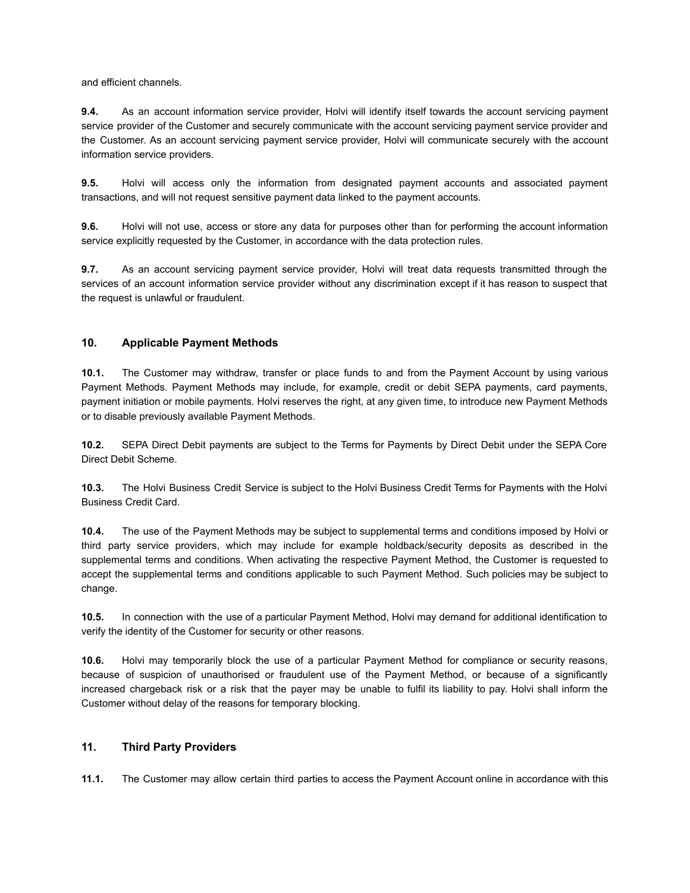and efficient channels.

**9.4.** As an account information service provider, Holvi will identify itself towards the account servicing payment service provider of the Customer and securely communicate with the account servicing payment service provider and the Customer. As an account servicing payment service provider, Holvi will communicate securely with the account information service providers.

**9.5.** Holvi will access only the information from designated payment accounts and associated payment transactions, and will not request sensitive payment data linked to the payment accounts.

**9.6.** Holvi will not use, access or store any data for purposes other than for performing the account information service explicitly requested by the Customer, in accordance with the data protection rules.

**9.7.** As an account servicing payment service provider, Holvi will treat data requests transmitted through the services of an account information service provider without any discrimination except if it has reason to suspect that the request is unlawful or fraudulent.

## 10. Applicable Payment Methods

**10.1.** The Customer may withdraw, transfer or place funds to and from the Payment Account by using various Payment Methods. Payment Methods may include, for example, credit or debit SEPA payments, card payments, payment initiation or mobile payments. Holvi reserves the right, at any given time, to introduce new Payment Methods or to disable previously available Payment Methods.

**10.2.** SEPA Direct Debit payments are subject to the Terms for Payments by Direct Debit under the SEPA Core Direct Debit Scheme.

**10.3.** The Holvi Business Credit Service is subject to the Holvi Business Credit Terms for Payments with the Holvi Business Credit Card.

**10.4.** The use of the Payment Methods may be subject to supplemental terms and conditions imposed by Holvi or third party service providers, which may include for example holdback/security deposits as described in the supplemental terms and conditions. When activating the respective Payment Method, the Customer is requested to accept the supplemental terms and conditions applicable to such Payment Method. Such policies may be subject to change.

**10.5.** In connection with the use of a particular Payment Method, Holvi may demand for additional identification to verify the identity of the Customer for security or other reasons.

**10.6.** Holvi may temporarily block the use of a particular Payment Method for compliance or security reasons, because of suspicion of unauthorised or fraudulent use of the Payment Method, or because of a significantly increased chargeback risk or a risk that the payer may be unable to fulfil its liability to pay. Holvi shall inform the Customer without delay of the reasons for temporary blocking.

## 11. Third Party Providers

**11.1.** The Customer may allow certain third parties to access the Payment Account online in accordance with this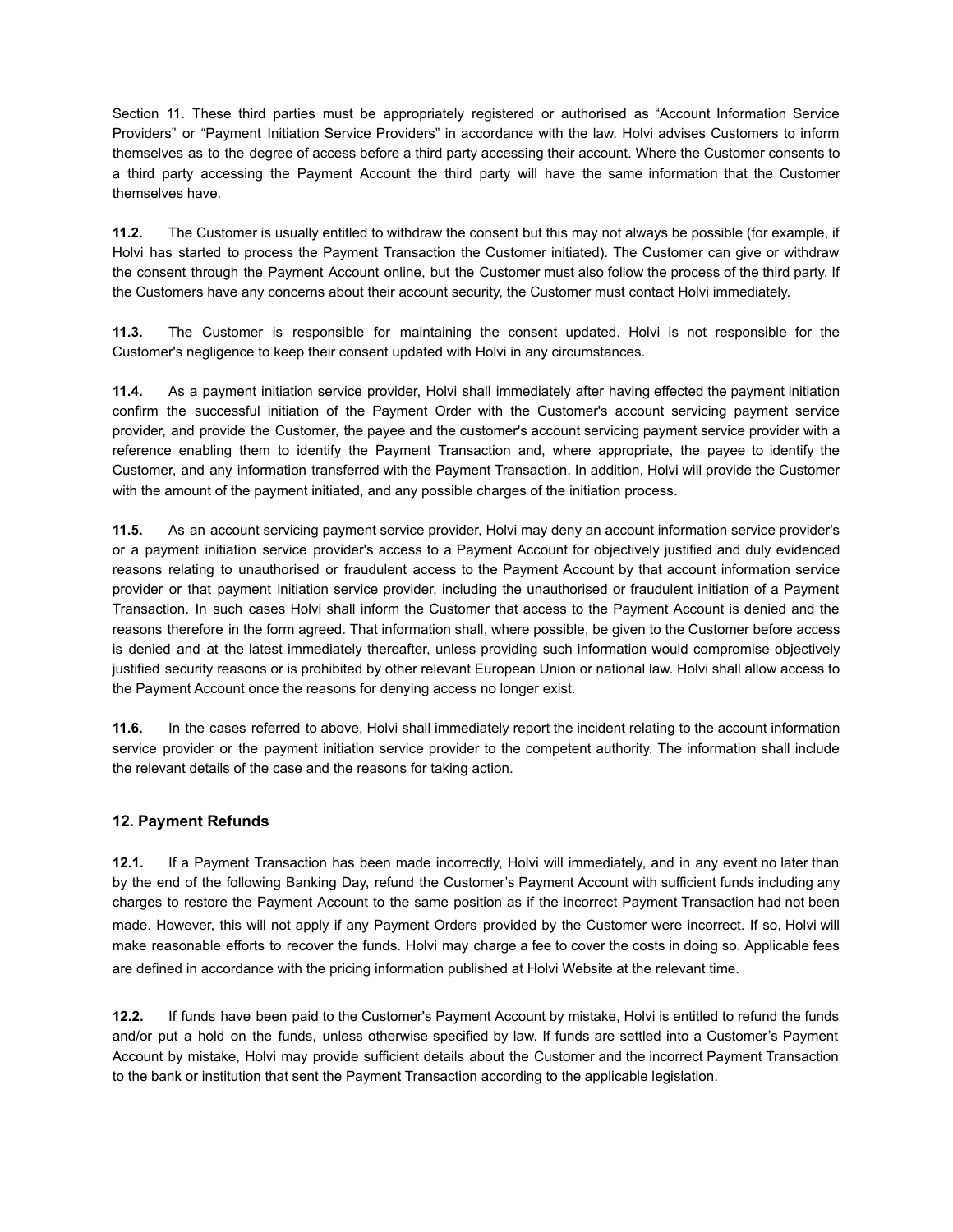Section 11. These third parties must be appropriately registered or authorised as "Account Information Service Providers" or "Payment Initiation Service Providers" in accordance with the law. Holvi advises Customers to inform themselves as to the degree of access before a third party accessing their account. Where the Customer consents to a third party accessing the Payment Account the third party will have the same information that the Customer themselves have.

**11.2.** The Customer is usually entitled to withdraw the consent but this may not always be possible (for example, if Holvi has started to process the Payment Transaction the Customer initiated). The Customer can give or withdraw the consent through the Payment Account online, but the Customer must also follow the process of the third party. If the Customers have any concerns about their account security, the Customer must contact Holvi immediately.

**11.3.** The Customer is responsible for maintaining the consent updated. Holvi is not responsible for the Customer's negligence to keep their consent updated with Holvi in any circumstances.

**11.4.** As a payment initiation service provider, Holvi shall immediately after having effected the payment initiation confirm the successful initiation of the Payment Order with the Customer's account servicing payment service provider, and provide the Customer, the payee and the customer's account servicing payment service provider with a reference enabling them to identify the Payment Transaction and, where appropriate, the payee to identify the Customer, and any information transferred with the Payment Transaction. In addition, Holvi will provide the Customer with the amount of the payment initiated, and any possible charges of the initiation process.

**11.5.** As an account servicing payment service provider, Holvi may deny an account information service provider's or a payment initiation service provider's access to a Payment Account for objectively justified and duly evidenced reasons relating to unauthorised or fraudulent access to the Payment Account by that account information service provider or that payment initiation service provider, including the unauthorised or fraudulent initiation of a Payment Transaction. In such cases Holvi shall inform the Customer that access to the Payment Account is denied and the reasons therefore in the form agreed. That information shall, where possible, be given to the Customer before access is denied and at the latest immediately thereafter, unless providing such information would compromise objectively justified security reasons or is prohibited by other relevant European Union or national law. Holvi shall allow access to the Payment Account once the reasons for denying access no longer exist.

**11.6.** In the cases referred to above, Holvi shall immediately report the incident relating to the account information service provider or the payment initiation service provider to the competent authority. The information shall include the relevant details of the case and the reasons for taking action.

### 12. Payment Refunds

**12.1.** If a Payment Transaction has been made incorrectly, Holvi will immediately, and in any event no later than by the end of the following Banking Day, refund the Customer's Payment Account with sufficient funds including any charges to restore the Payment Account to the same position as if the incorrect Payment Transaction had not been made. However, this will not apply if any Payment Orders provided by the Customer were incorrect. If so, Holvi will make reasonable efforts to recover the funds. Holvi may charge a fee to cover the costs in doing so. Applicable fees are defined in accordance with the pricing information published at Holvi Website at the relevant time.

**12.2.** If funds have been paid to the Customer's Payment Account by mistake, Holvi is entitled to refund the funds and/or put a hold on the funds, unless otherwise specified by law. If funds are settled into a Customer's Payment Account by mistake, Holvi may provide sufficient details about the Customer and the incorrect Payment Transaction to the bank or institution that sent the Payment Transaction according to the applicable legislation.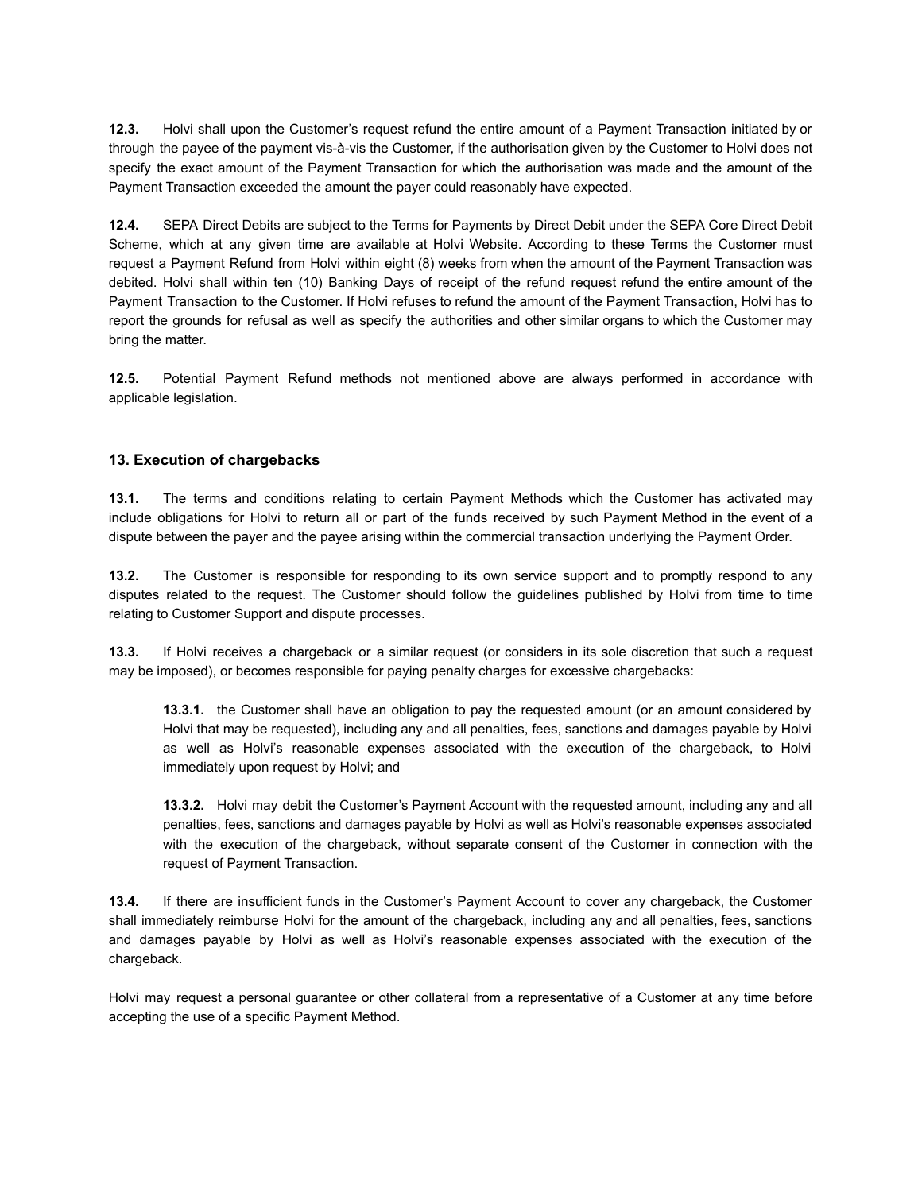**12.3.** Holvi shall upon the Customer's request refund the entire amount of a Payment Transaction initiated by or through the payee of the payment vis-à-vis the Customer, if the authorisation given by the Customer to Holvi does not specify the exact amount of the Payment Transaction for which the authorisation was made and the amount of the Payment Transaction exceeded the amount the payer could reasonably have expected.

**12.4.** SEPA Direct Debits are subject to the Terms for Payments by Direct Debit under the SEPA Core Direct Debit Scheme, which at any given time are available at Holvi Website. According to these Terms the Customer must request a Payment Refund from Holvi within eight (8) weeks from when the amount of the Payment Transaction was debited. Holvi shall within ten (10) Banking Days of receipt of the refund request refund the entire amount of the Payment Transaction to the Customer. If Holvi refuses to refund the amount of the Payment Transaction, Holvi has to report the grounds for refusal as well as specify the authorities and other similar organs to which the Customer may bring the matter.

**12.5.** Potential Payment Refund methods not mentioned above are always performed in accordance with applicable legislation.

### 13. Execution of chargebacks

**13.1.** The terms and conditions relating to certain Payment Methods which the Customer has activated may include obligations for Holvi to return all or part of the funds received by such Payment Method in the event of a dispute between the payer and the payee arising within the commercial transaction underlying the Payment Order.

**13.2.** The Customer is responsible for responding to its own service support and to promptly respond to any disputes related to the request. The Customer should follow the guidelines published by Holvi from time to time relating to Customer Support and dispute processes.

**13.3.** If Holvi receives a chargeback or a similar request (or considers in its sole discretion that such a request may be imposed), or becomes responsible for paying penalty charges for excessive chargebacks:

> **13.3.1.** the Customer shall have an obligation to pay the requested amount (or an amount considered by Holvi that may be requested), including any and all penalties, fees, sanctions and damages payable by Holvi as well as Holvi's reasonable expenses associated with the execution of the chargeback, to Holvi immediately upon request by Holvi; and
>
> **13.3.2.** Holvi may debit the Customer's Payment Account with the requested amount, including any and all penalties, fees, sanctions and damages payable by Holvi as well as Holvi's reasonable expenses associated with the execution of the chargeback, without separate consent of the Customer in connection with the request of Payment Transaction.

**13.4.** If there are insufficient funds in the Customer's Payment Account to cover any chargeback, the Customer shall immediately reimburse Holvi for the amount of the chargeback, including any and all penalties, fees, sanctions and damages payable by Holvi as well as Holvi's reasonable expenses associated with the execution of the chargeback.

Holvi may request a personal guarantee or other collateral from a representative of a Customer at any time before accepting the use of a specific Payment Method.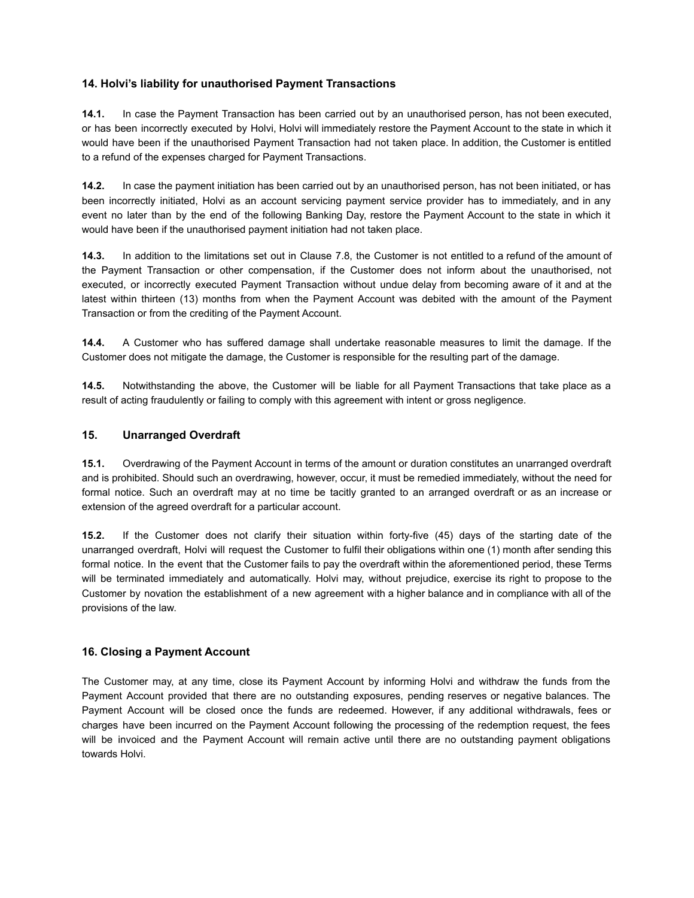## 14. Holvi's liability for unauthorised Payment Transactions

**14.1.** In case the Payment Transaction has been carried out by an unauthorised person, has not been executed, or has been incorrectly executed by Holvi, Holvi will immediately restore the Payment Account to the state in which it would have been if the unauthorised Payment Transaction had not taken place. In addition, the Customer is entitled to a refund of the expenses charged for Payment Transactions.

**14.2.** In case the payment initiation has been carried out by an unauthorised person, has not been initiated, or has been incorrectly initiated, Holvi as an account servicing payment service provider has to immediately, and in any event no later than by the end of the following Banking Day, restore the Payment Account to the state in which it would have been if the unauthorised payment initiation had not taken place.

**14.3.** In addition to the limitations set out in Clause 7.8, the Customer is not entitled to a refund of the amount of the Payment Transaction or other compensation, if the Customer does not inform about the unauthorised, not executed, or incorrectly executed Payment Transaction without undue delay from becoming aware of it and at the latest within thirteen (13) months from when the Payment Account was debited with the amount of the Payment Transaction or from the crediting of the Payment Account.

**14.4.** A Customer who has suffered damage shall undertake reasonable measures to limit the damage. If the Customer does not mitigate the damage, the Customer is responsible for the resulting part of the damage.

**14.5.** Notwithstanding the above, the Customer will be liable for all Payment Transactions that take place as a result of acting fraudulently or failing to comply with this agreement with intent or gross negligence.

## 15. Unarranged Overdraft

**15.1.** Overdrawing of the Payment Account in terms of the amount or duration constitutes an unarranged overdraft and is prohibited. Should such an overdrawing, however, occur, it must be remedied immediately, without the need for formal notice. Such an overdraft may at no time be tacitly granted to an arranged overdraft or as an increase or extension of the agreed overdraft for a particular account.

**15.2.** If the Customer does not clarify their situation within forty-five (45) days of the starting date of the unarranged overdraft, Holvi will request the Customer to fulfil their obligations within one (1) month after sending this formal notice. In the event that the Customer fails to pay the overdraft within the aforementioned period, these Terms will be terminated immediately and automatically. Holvi may, without prejudice, exercise its right to propose to the Customer by novation the establishment of a new agreement with a higher balance and in compliance with all of the provisions of the law.

## 16. Closing a Payment Account

The Customer may, at any time, close its Payment Account by informing Holvi and withdraw the funds from the Payment Account provided that there are no outstanding exposures, pending reserves or negative balances. The Payment Account will be closed once the funds are redeemed. However, if any additional withdrawals, fees or charges have been incurred on the Payment Account following the processing of the redemption request, the fees will be invoiced and the Payment Account will remain active until there are no outstanding payment obligations towards Holvi.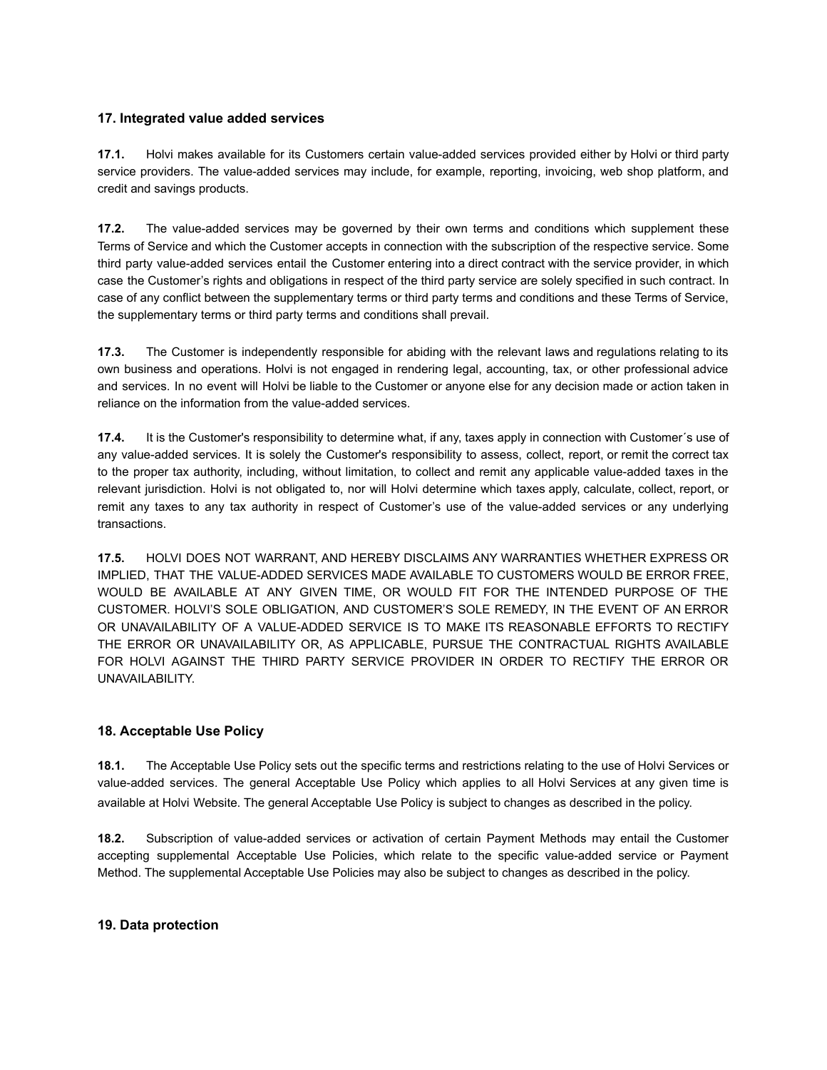## 17. Integrated value added services

**17.1.** Holvi makes available for its Customers certain value-added services provided either by Holvi or third party service providers. The value-added services may include, for example, reporting, invoicing, web shop platform, and credit and savings products.

**17.2.** The value-added services may be governed by their own terms and conditions which supplement these Terms of Service and which the Customer accepts in connection with the subscription of the respective service. Some third party value-added services entail the Customer entering into a direct contract with the service provider, in which case the Customer's rights and obligations in respect of the third party service are solely specified in such contract. In case of any conflict between the supplementary terms or third party terms and conditions and these Terms of Service, the supplementary terms or third party terms and conditions shall prevail.

**17.3.** The Customer is independently responsible for abiding with the relevant laws and regulations relating to its own business and operations. Holvi is not engaged in rendering legal, accounting, tax, or other professional advice and services. In no event will Holvi be liable to the Customer or anyone else for any decision made or action taken in reliance on the information from the value-added services.

**17.4.** It is the Customer's responsibility to determine what, if any, taxes apply in connection with Customer´s use of any value-added services. It is solely the Customer's responsibility to assess, collect, report, or remit the correct tax to the proper tax authority, including, without limitation, to collect and remit any applicable value-added taxes in the relevant jurisdiction. Holvi is not obligated to, nor will Holvi determine which taxes apply, calculate, collect, report, or remit any taxes to any tax authority in respect of Customer's use of the value-added services or any underlying transactions.

**17.5.** HOLVI DOES NOT WARRANT, AND HEREBY DISCLAIMS ANY WARRANTIES WHETHER EXPRESS OR IMPLIED, THAT THE VALUE-ADDED SERVICES MADE AVAILABLE TO CUSTOMERS WOULD BE ERROR FREE, WOULD BE AVAILABLE AT ANY GIVEN TIME, OR WOULD FIT FOR THE INTENDED PURPOSE OF THE CUSTOMER. HOLVI'S SOLE OBLIGATION, AND CUSTOMER'S SOLE REMEDY, IN THE EVENT OF AN ERROR OR UNAVAILABILITY OF A VALUE-ADDED SERVICE IS TO MAKE ITS REASONABLE EFFORTS TO RECTIFY THE ERROR OR UNAVAILABILITY OR, AS APPLICABLE, PURSUE THE CONTRACTUAL RIGHTS AVAILABLE FOR HOLVI AGAINST THE THIRD PARTY SERVICE PROVIDER IN ORDER TO RECTIFY THE ERROR OR UNAVAILABILITY.

## 18. Acceptable Use Policy

**18.1.** The Acceptable Use Policy sets out the specific terms and restrictions relating to the use of Holvi Services or value-added services. The general Acceptable Use Policy which applies to all Holvi Services at any given time is available at Holvi Website. The general Acceptable Use Policy is subject to changes as described in the policy.

**18.2.** Subscription of value-added services or activation of certain Payment Methods may entail the Customer accepting supplemental Acceptable Use Policies, which relate to the specific value-added service or Payment Method. The supplemental Acceptable Use Policies may also be subject to changes as described in the policy.

## 19. Data protection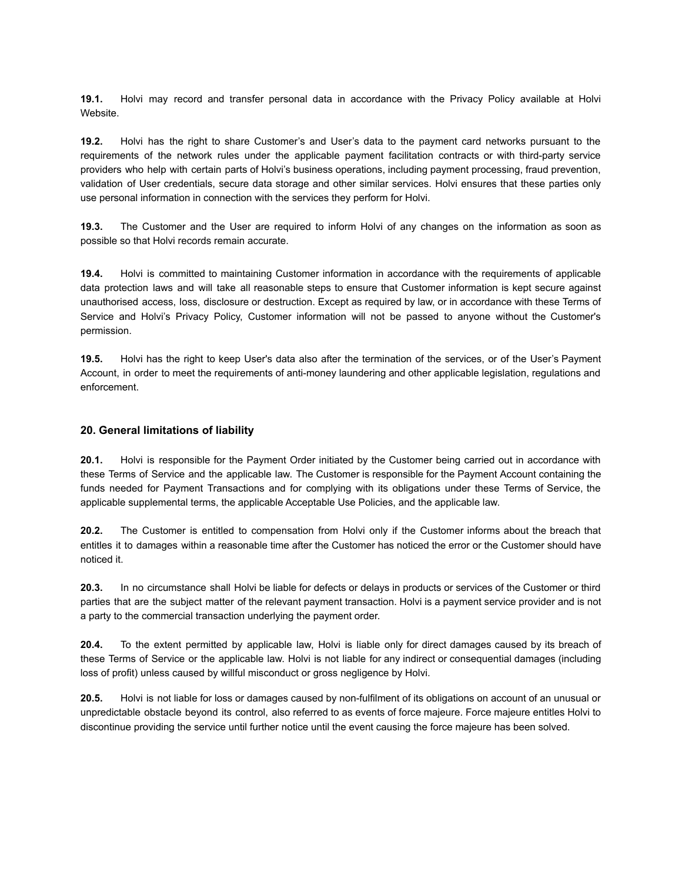**19.1.** Holvi may record and transfer personal data in accordance with the Privacy Policy available at Holvi Website.

**19.2.** Holvi has the right to share Customer's and User's data to the payment card networks pursuant to the requirements of the network rules under the applicable payment facilitation contracts or with third-party service providers who help with certain parts of Holvi's business operations, including payment processing, fraud prevention, validation of User credentials, secure data storage and other similar services. Holvi ensures that these parties only use personal information in connection with the services they perform for Holvi.

**19.3.** The Customer and the User are required to inform Holvi of any changes on the information as soon as possible so that Holvi records remain accurate.

**19.4.** Holvi is committed to maintaining Customer information in accordance with the requirements of applicable data protection laws and will take all reasonable steps to ensure that Customer information is kept secure against unauthorised access, loss, disclosure or destruction. Except as required by law, or in accordance with these Terms of Service and Holvi's Privacy Policy, Customer information will not be passed to anyone without the Customer's permission.

**19.5.** Holvi has the right to keep User's data also after the termination of the services, or of the User's Payment Account, in order to meet the requirements of anti-money laundering and other applicable legislation, regulations and enforcement.

### 20. General limitations of liability

**20.1.** Holvi is responsible for the Payment Order initiated by the Customer being carried out in accordance with these Terms of Service and the applicable law. The Customer is responsible for the Payment Account containing the funds needed for Payment Transactions and for complying with its obligations under these Terms of Service, the applicable supplemental terms, the applicable Acceptable Use Policies, and the applicable law.

**20.2.** The Customer is entitled to compensation from Holvi only if the Customer informs about the breach that entitles it to damages within a reasonable time after the Customer has noticed the error or the Customer should have noticed it.

**20.3.** In no circumstance shall Holvi be liable for defects or delays in products or services of the Customer or third parties that are the subject matter of the relevant payment transaction. Holvi is a payment service provider and is not a party to the commercial transaction underlying the payment order.

**20.4.** To the extent permitted by applicable law, Holvi is liable only for direct damages caused by its breach of these Terms of Service or the applicable law. Holvi is not liable for any indirect or consequential damages (including loss of profit) unless caused by willful misconduct or gross negligence by Holvi.

**20.5.** Holvi is not liable for loss or damages caused by non-fulfilment of its obligations on account of an unusual or unpredictable obstacle beyond its control, also referred to as events of force majeure. Force majeure entitles Holvi to discontinue providing the service until further notice until the event causing the force majeure has been solved.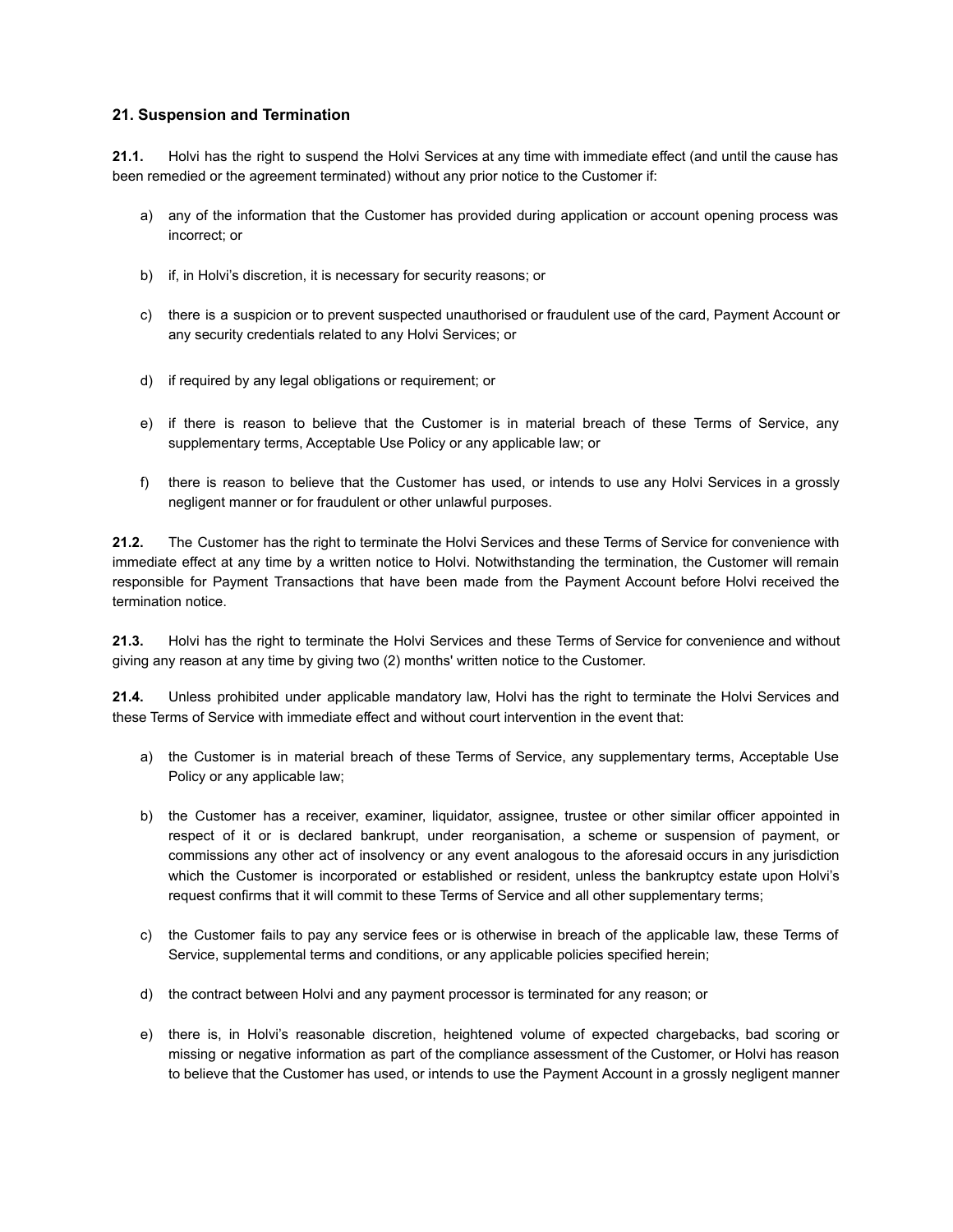## 21. Suspension and Termination

**21.1.** Holvi has the right to suspend the Holvi Services at any time with immediate effect (and until the cause has been remedied or the agreement terminated) without any prior notice to the Customer if:

a) any of the information that the Customer has provided during application or account opening process was incorrect; or

b) if, in Holvi's discretion, it is necessary for security reasons; or

c) there is a suspicion or to prevent suspected unauthorised or fraudulent use of the card, Payment Account or any security credentials related to any Holvi Services; or

d) if required by any legal obligations or requirement; or

e) if there is reason to believe that the Customer is in material breach of these Terms of Service, any supplementary terms, Acceptable Use Policy or any applicable law; or

f) there is reason to believe that the Customer has used, or intends to use any Holvi Services in a grossly negligent manner or for fraudulent or other unlawful purposes.

**21.2.** The Customer has the right to terminate the Holvi Services and these Terms of Service for convenience with immediate effect at any time by a written notice to Holvi. Notwithstanding the termination, the Customer will remain responsible for Payment Transactions that have been made from the Payment Account before Holvi received the termination notice.

**21.3.** Holvi has the right to terminate the Holvi Services and these Terms of Service for convenience and without giving any reason at any time by giving two (2) months' written notice to the Customer.

**21.4.** Unless prohibited under applicable mandatory law, Holvi has the right to terminate the Holvi Services and these Terms of Service with immediate effect and without court intervention in the event that:

a) the Customer is in material breach of these Terms of Service, any supplementary terms, Acceptable Use Policy or any applicable law;

b) the Customer has a receiver, examiner, liquidator, assignee, trustee or other similar officer appointed in respect of it or is declared bankrupt, under reorganisation, a scheme or suspension of payment, or commissions any other act of insolvency or any event analogous to the aforesaid occurs in any jurisdiction which the Customer is incorporated or established or resident, unless the bankruptcy estate upon Holvi's request confirms that it will commit to these Terms of Service and all other supplementary terms;

c) the Customer fails to pay any service fees or is otherwise in breach of the applicable law, these Terms of Service, supplemental terms and conditions, or any applicable policies specified herein;

d) the contract between Holvi and any payment processor is terminated for any reason; or

e) there is, in Holvi's reasonable discretion, heightened volume of expected chargebacks, bad scoring or missing or negative information as part of the compliance assessment of the Customer, or Holvi has reason to believe that the Customer has used, or intends to use the Payment Account in a grossly negligent manner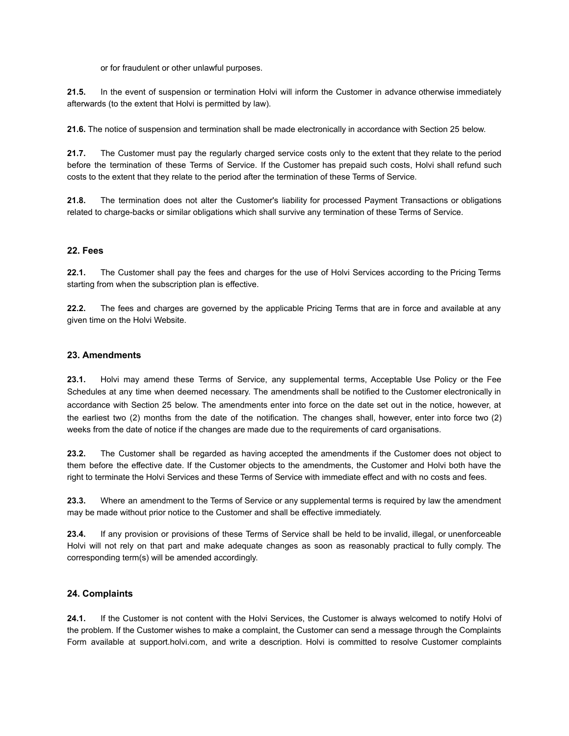or for fraudulent or other unlawful purposes.

**21.5.** In the event of suspension or termination Holvi will inform the Customer in advance otherwise immediately afterwards (to the extent that Holvi is permitted by law).

**21.6.** The notice of suspension and termination shall be made electronically in accordance with Section 25 below.

**21.7.** The Customer must pay the regularly charged service costs only to the extent that they relate to the period before the termination of these Terms of Service. If the Customer has prepaid such costs, Holvi shall refund such costs to the extent that they relate to the period after the termination of these Terms of Service.

**21.8.** The termination does not alter the Customer's liability for processed Payment Transactions or obligations related to charge-backs or similar obligations which shall survive any termination of these Terms of Service.

### 22. Fees

**22.1.** The Customer shall pay the fees and charges for the use of Holvi Services according to the Pricing Terms starting from when the subscription plan is effective.

**22.2.** The fees and charges are governed by the applicable Pricing Terms that are in force and available at any given time on the Holvi Website.

### 23. Amendments

**23.1.** Holvi may amend these Terms of Service, any supplemental terms, Acceptable Use Policy or the Fee Schedules at any time when deemed necessary. The amendments shall be notified to the Customer electronically in accordance with Section 25 below. The amendments enter into force on the date set out in the notice, however, at the earliest two (2) months from the date of the notification. The changes shall, however, enter into force two (2) weeks from the date of notice if the changes are made due to the requirements of card organisations.

**23.2.** The Customer shall be regarded as having accepted the amendments if the Customer does not object to them before the effective date. If the Customer objects to the amendments, the Customer and Holvi both have the right to terminate the Holvi Services and these Terms of Service with immediate effect and with no costs and fees.

**23.3.** Where an amendment to the Terms of Service or any supplemental terms is required by law the amendment may be made without prior notice to the Customer and shall be effective immediately.

**23.4.** If any provision or provisions of these Terms of Service shall be held to be invalid, illegal, or unenforceable Holvi will not rely on that part and make adequate changes as soon as reasonably practical to fully comply. The corresponding term(s) will be amended accordingly.

### 24. Complaints

**24.1.** If the Customer is not content with the Holvi Services, the Customer is always welcomed to notify Holvi of the problem. If the Customer wishes to make a complaint, the Customer can send a message through the Complaints Form available at support.holvi.com, and write a description. Holvi is committed to resolve Customer complaints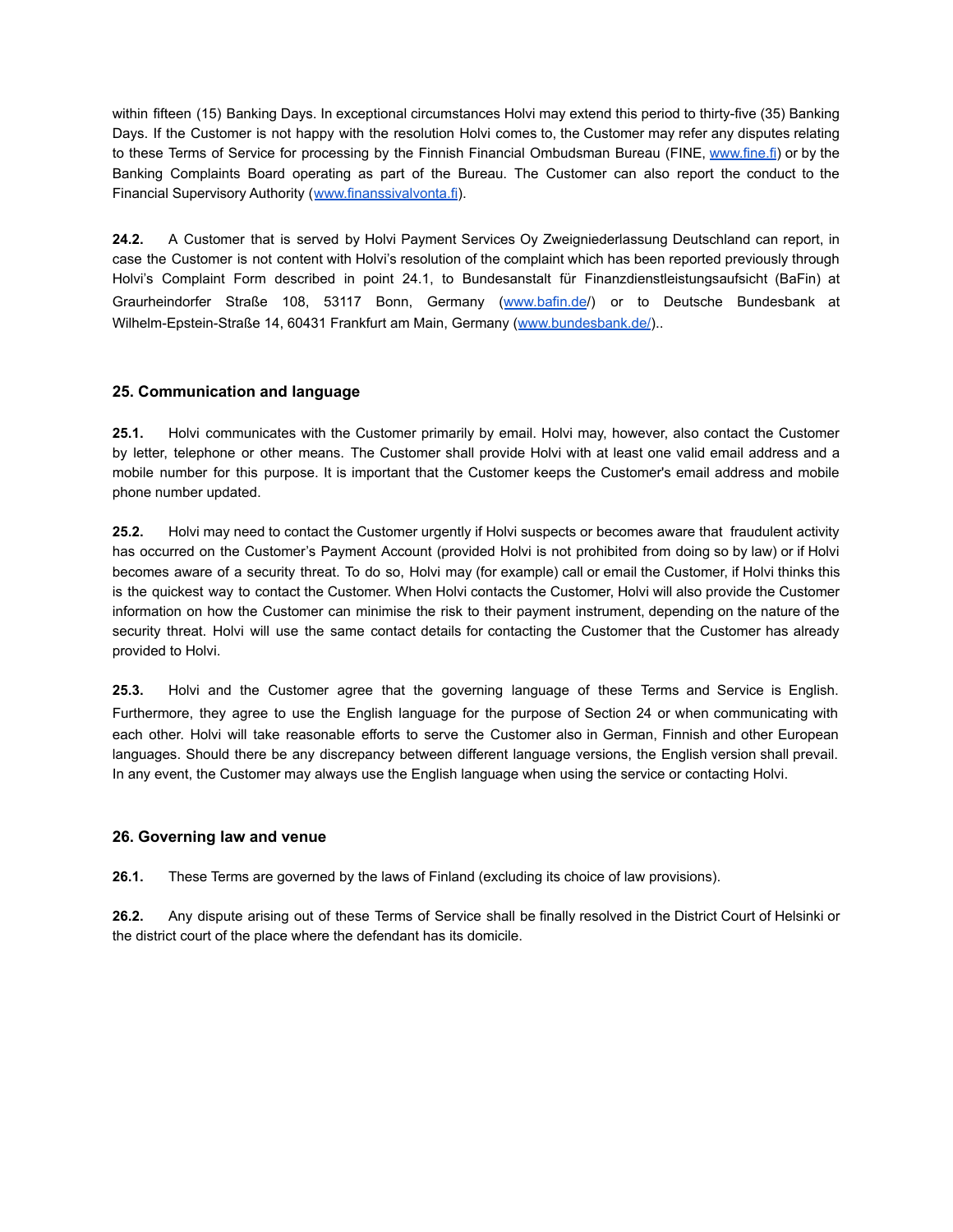within fifteen (15) Banking Days. In exceptional circumstances Holvi may extend this period to thirty-five (35) Banking Days. If the Customer is not happy with the resolution Holvi comes to, the Customer may refer any disputes relating to these Terms of Service for processing by the Finnish Financial Ombudsman Bureau (FINE, www.fine.fi) or by the Banking Complaints Board operating as part of the Bureau. The Customer can also report the conduct to the Financial Supervisory Authority (www.finanssivalvonta.fi).

**24.2.** A Customer that is served by Holvi Payment Services Oy Zweigniederlassung Deutschland can report, in case the Customer is not content with Holvi's resolution of the complaint which has been reported previously through Holvi's Complaint Form described in point 24.1, to Bundesanstalt für Finanzdienstleistungsaufsicht (BaFin) at Graurheindorfer Straße 108, 53117 Bonn, Germany (www.bafin.de/) or to Deutsche Bundesbank at Wilhelm-Epstein-Straße 14, 60431 Frankfurt am Main, Germany (www.bundesbank.de/)..

## 25. Communication and language

**25.1.** Holvi communicates with the Customer primarily by email. Holvi may, however, also contact the Customer by letter, telephone or other means. The Customer shall provide Holvi with at least one valid email address and a mobile number for this purpose. It is important that the Customer keeps the Customer's email address and mobile phone number updated.

**25.2.** Holvi may need to contact the Customer urgently if Holvi suspects or becomes aware that fraudulent activity has occurred on the Customer's Payment Account (provided Holvi is not prohibited from doing so by law) or if Holvi becomes aware of a security threat. To do so, Holvi may (for example) call or email the Customer, if Holvi thinks this is the quickest way to contact the Customer. When Holvi contacts the Customer, Holvi will also provide the Customer information on how the Customer can minimise the risk to their payment instrument, depending on the nature of the security threat. Holvi will use the same contact details for contacting the Customer that the Customer has already provided to Holvi.

**25.3.** Holvi and the Customer agree that the governing language of these Terms and Service is English. Furthermore, they agree to use the English language for the purpose of Section 24 or when communicating with each other. Holvi will take reasonable efforts to serve the Customer also in German, Finnish and other European languages. Should there be any discrepancy between different language versions, the English version shall prevail. In any event, the Customer may always use the English language when using the service or contacting Holvi.

## 26. Governing law and venue

**26.1.** These Terms are governed by the laws of Finland (excluding its choice of law provisions).

**26.2.** Any dispute arising out of these Terms of Service shall be finally resolved in the District Court of Helsinki or the district court of the place where the defendant has its domicile.